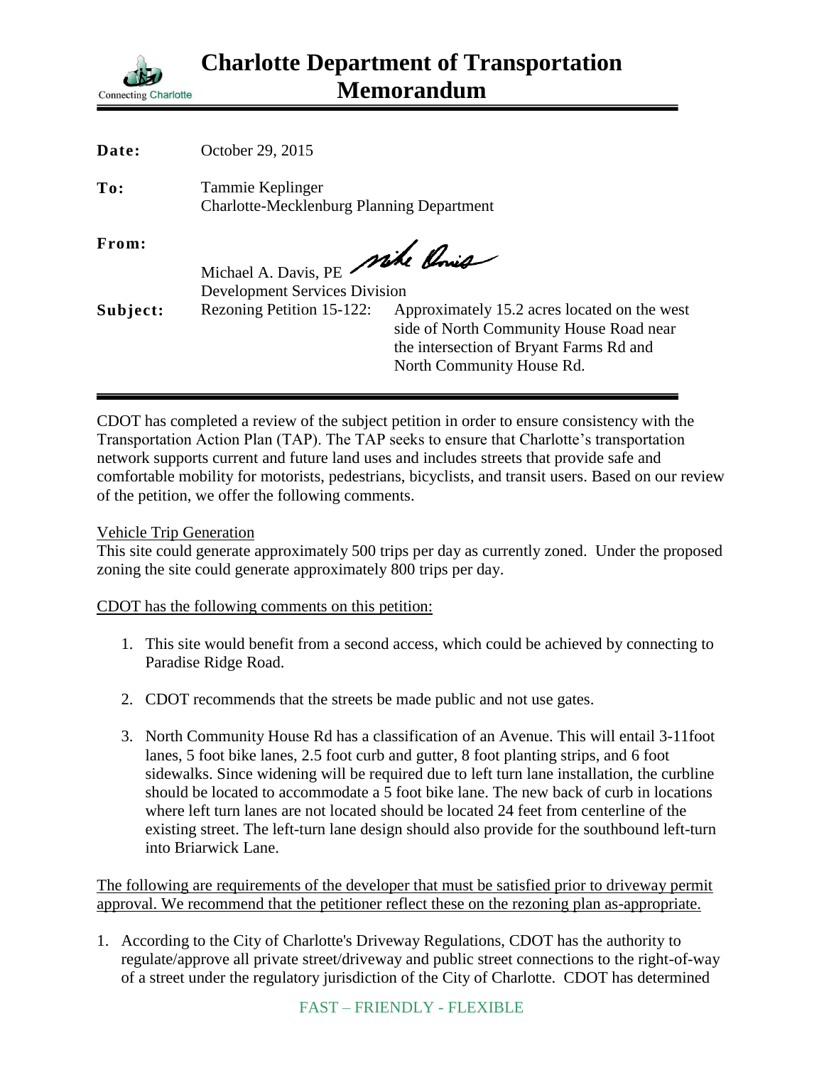# Charlotte Department of Transportation Memorandum

Connecting Charlotte

**Date:** October 29, 2015

**To:** Tammie Keplinger
Charlotte-Mecklenburg Planning Department

**From:** Michael A. Davis, PE
Development Services Division

**Subject:** Rezoning Petition 15-122: Approximately 15.2 acres located on the west side of North Community House Road near the intersection of Bryant Farms Rd and North Community House Rd.

---

CDOT has completed a review of the subject petition in order to ensure consistency with the Transportation Action Plan (TAP). The TAP seeks to ensure that Charlotte's transportation network supports current and future land uses and includes streets that provide safe and comfortable mobility for motorists, pedestrians, bicyclists, and transit users. Based on our review of the petition, we offer the following comments.

<u>Vehicle Trip Generation</u>
This site could generate approximately 500 trips per day as currently zoned. Under the proposed zoning the site could generate approximately 800 trips per day.

<u>CDOT has the following comments on this petition:</u>

1. This site would benefit from a second access, which could be achieved by connecting to Paradise Ridge Road.
2. CDOT recommends that the streets be made public and not use gates.
3. North Community House Rd has a classification of an Avenue. This will entail 3-11foot lanes, 5 foot bike lanes, 2.5 foot curb and gutter, 8 foot planting strips, and 6 foot sidewalks. Since widening will be required due to left turn lane installation, the curbline should be located to accommodate a 5 foot bike lane. The new back of curb in locations where left turn lanes are not located should be located 24 feet from centerline of the existing street. The left-turn lane design should also provide for the southbound left-turn into Briarwick Lane.

<u>The following are requirements of the developer that must be satisfied prior to driveway permit approval. We recommend that the petitioner reflect these on the rezoning plan as-appropriate.</u>

1. According to the City of Charlotte's Driveway Regulations, CDOT has the authority to regulate/approve all private street/driveway and public street connections to the right-of-way of a street under the regulatory jurisdiction of the City of Charlotte. CDOT has determined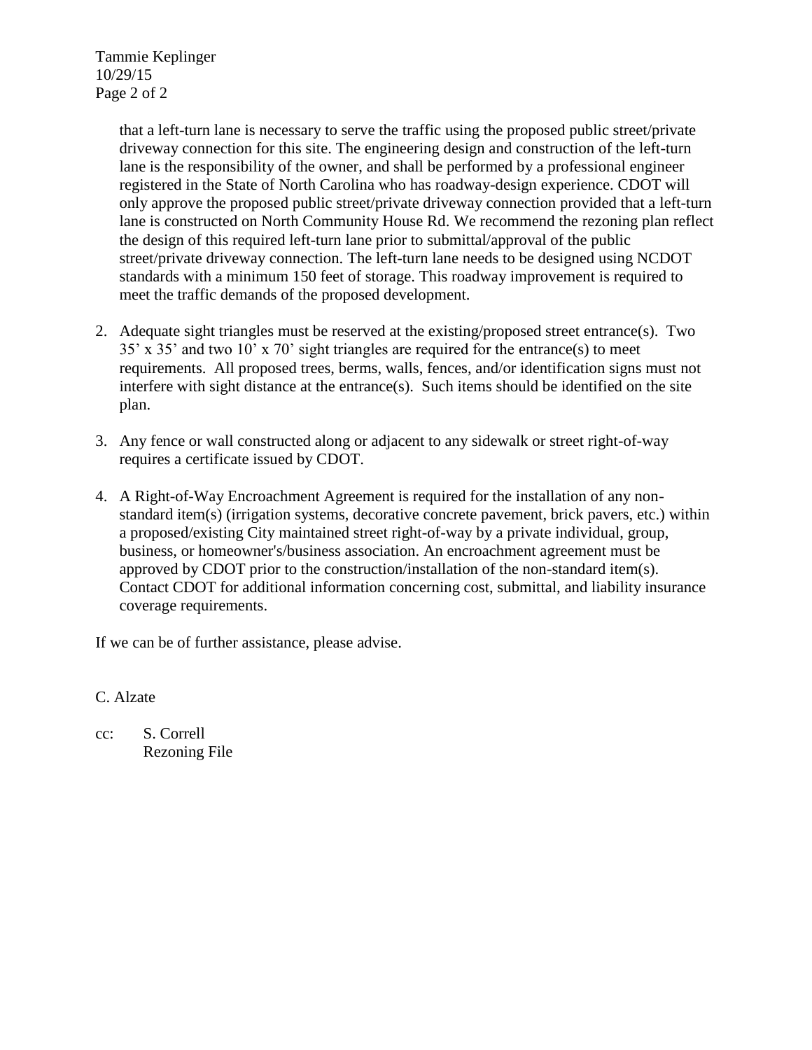that a left-turn lane is necessary to serve the traffic using the proposed public street/private driveway connection for this site. The engineering design and construction of the left-turn lane is the responsibility of the owner, and shall be performed by a professional engineer registered in the State of North Carolina who has roadway-design experience. CDOT will only approve the proposed public street/private driveway connection provided that a left-turn lane is constructed on North Community House Rd. We recommend the rezoning plan reflect the design of this required left-turn lane prior to submittal/approval of the public street/private driveway connection. The left-turn lane needs to be designed using NCDOT standards with a minimum 150 feet of storage. This roadway improvement is required to meet the traffic demands of the proposed development.

2. Adequate sight triangles must be reserved at the existing/proposed street entrance(s). Two 35' x 35' and two 10' x 70' sight triangles are required for the entrance(s) to meet requirements. All proposed trees, berms, walls, fences, and/or identification signs must not interfere with sight distance at the entrance(s). Such items should be identified on the site plan.

3. Any fence or wall constructed along or adjacent to any sidewalk or street right-of-way requires a certificate issued by CDOT.

4. A Right-of-Way Encroachment Agreement is required for the installation of any non-standard item(s) (irrigation systems, decorative concrete pavement, brick pavers, etc.) within a proposed/existing City maintained street right-of-way by a private individual, group, business, or homeowner's/business association. An encroachment agreement must be approved by CDOT prior to the construction/installation of the non-standard item(s). Contact CDOT for additional information concerning cost, submittal, and liability insurance coverage requirements.

If we can be of further assistance, please advise.

C. Alzate

cc: S. Correll
Rezoning File